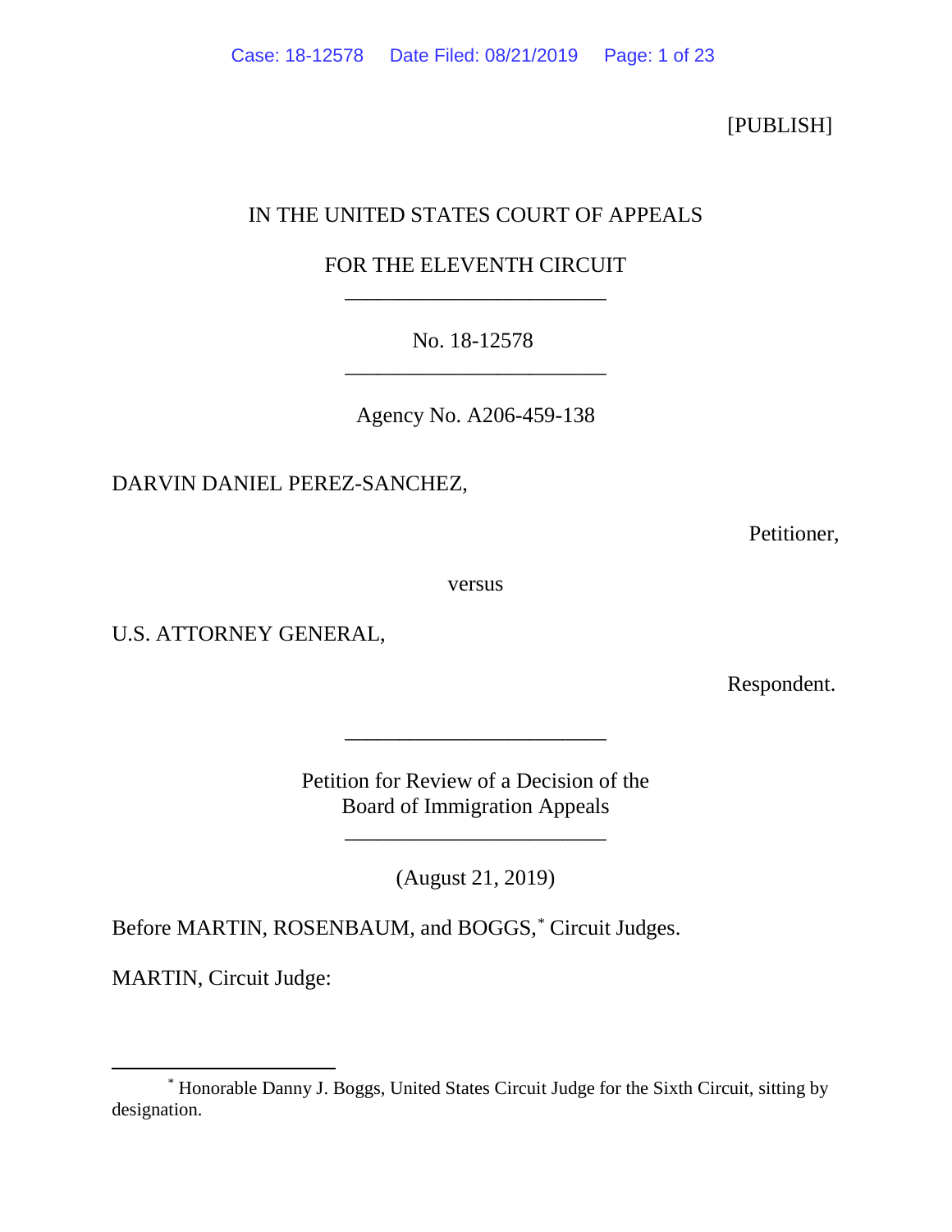[PUBLISH]

IN THE UNITED STATES COURT OF APPEALS

FOR THE ELEVENTH CIRCUIT

________________________

No. 18-12578

________________________

Agency No. A206-459-138

DARVIN DANIEL PEREZ-SANCHEZ,

Petitioner,

versus

U.S. ATTORNEY GENERAL,

Respondent.

________________________

Petition for Review of a Decision of the
Board of Immigration Appeals

________________________

(August 21, 2019)

Before MARTIN, ROSENBAUM, and BOGGS,* Circuit Judges.

MARTIN, Circuit Judge:

---

\* Honorable Danny J. Boggs, United States Circuit Judge for the Sixth Circuit, sitting by designation.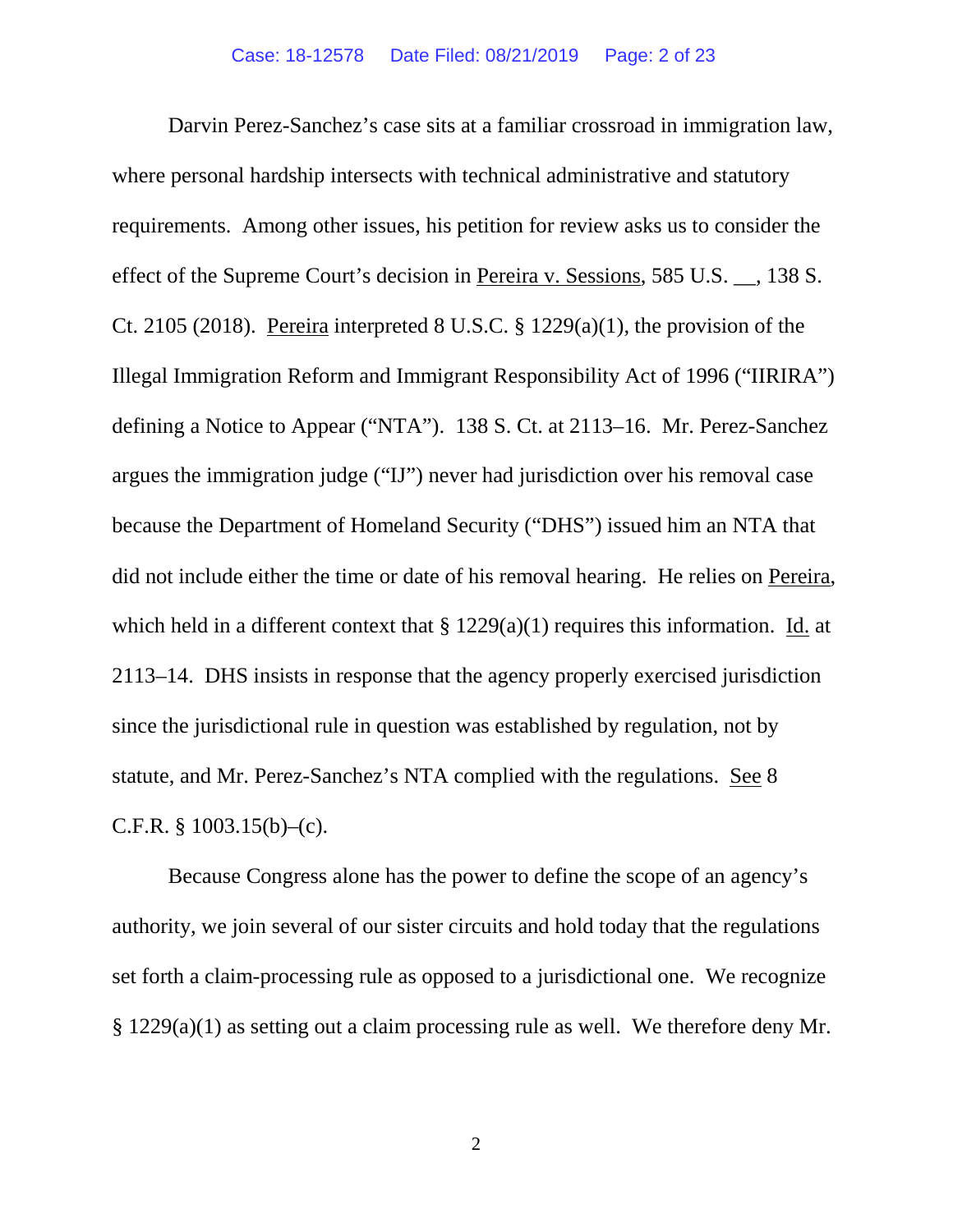Darvin Perez-Sanchez's case sits at a familiar crossroad in immigration law, where personal hardship intersects with technical administrative and statutory requirements. Among other issues, his petition for review asks us to consider the effect of the Supreme Court's decision in Pereira v. Sessions, 585 U.S. __, 138 S. Ct. 2105 (2018). Pereira interpreted 8 U.S.C. § 1229(a)(1), the provision of the Illegal Immigration Reform and Immigrant Responsibility Act of 1996 ("IIRIRA") defining a Notice to Appear ("NTA"). 138 S. Ct. at 2113–16. Mr. Perez-Sanchez argues the immigration judge ("IJ") never had jurisdiction over his removal case because the Department of Homeland Security ("DHS") issued him an NTA that did not include either the time or date of his removal hearing. He relies on Pereira, which held in a different context that § 1229(a)(1) requires this information. Id. at 2113–14. DHS insists in response that the agency properly exercised jurisdiction since the jurisdictional rule in question was established by regulation, not by statute, and Mr. Perez-Sanchez's NTA complied with the regulations. See 8 C.F.R. § 1003.15(b)–(c).

Because Congress alone has the power to define the scope of an agency's authority, we join several of our sister circuits and hold today that the regulations set forth a claim-processing rule as opposed to a jurisdictional one. We recognize § 1229(a)(1) as setting out a claim processing rule as well. We therefore deny Mr.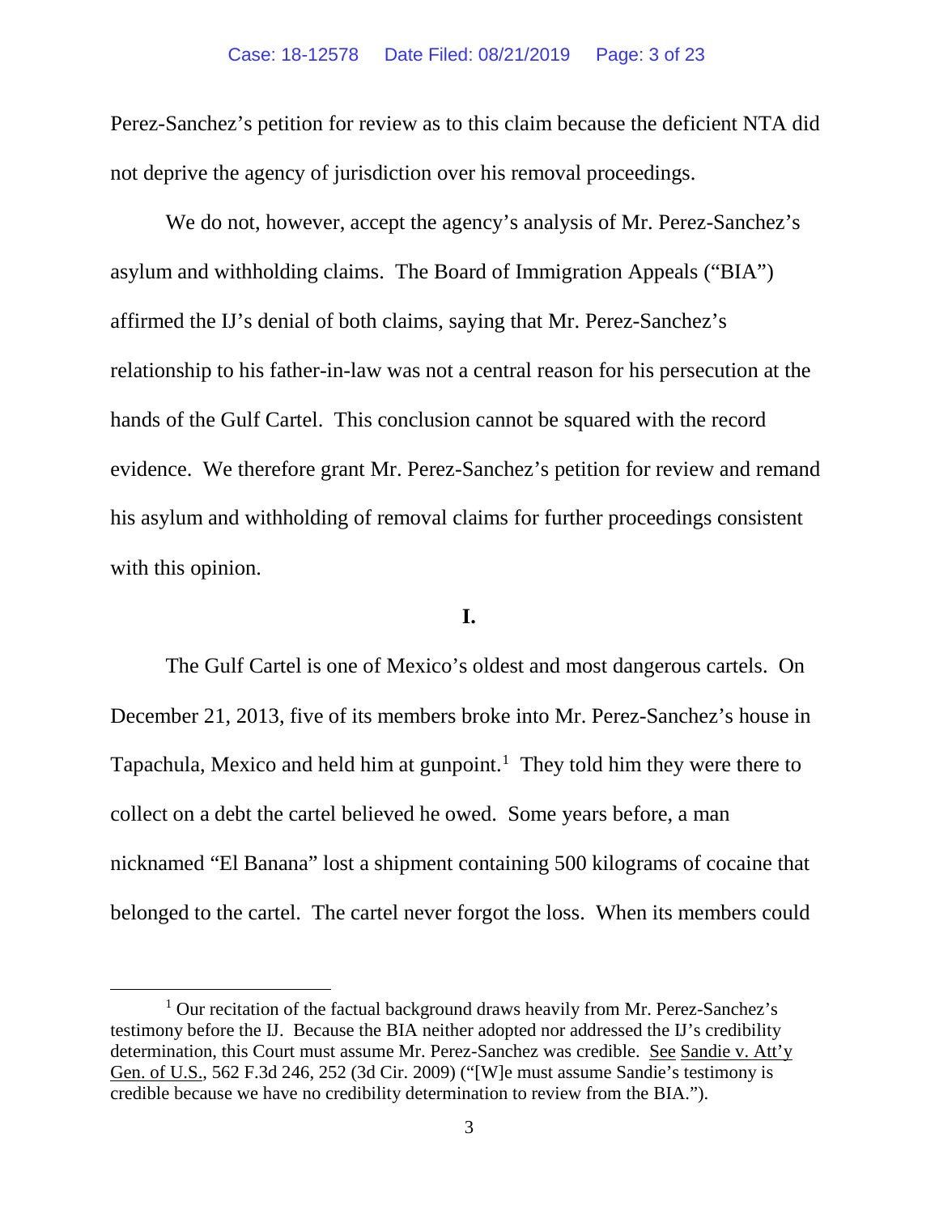Perez-Sanchez's petition for review as to this claim because the deficient NTA did not deprive the agency of jurisdiction over his removal proceedings.

We do not, however, accept the agency's analysis of Mr. Perez-Sanchez's asylum and withholding claims. The Board of Immigration Appeals ("BIA") affirmed the IJ's denial of both claims, saying that Mr. Perez-Sanchez's relationship to his father-in-law was not a central reason for his persecution at the hands of the Gulf Cartel. This conclusion cannot be squared with the record evidence. We therefore grant Mr. Perez-Sanchez's petition for review and remand his asylum and withholding of removal claims for further proceedings consistent with this opinion.

**I.**

The Gulf Cartel is one of Mexico's oldest and most dangerous cartels. On December 21, 2013, five of its members broke into Mr. Perez-Sanchez's house in Tapachula, Mexico and held him at gunpoint.[1] They told him they were there to collect on a debt the cartel believed he owed. Some years before, a man nicknamed "El Banana" lost a shipment containing 500 kilograms of cocaine that belonged to the cartel. The cartel never forgot the loss. When its members could

[1] Our recitation of the factual background draws heavily from Mr. Perez-Sanchez's testimony before the IJ. Because the BIA neither adopted nor addressed the IJ's credibility determination, this Court must assume Mr. Perez-Sanchez was credible. See Sandie v. Att'y Gen. of U.S., 562 F.3d 246, 252 (3d Cir. 2009) ("[W]e must assume Sandie's testimony is credible because we have no credibility determination to review from the BIA.").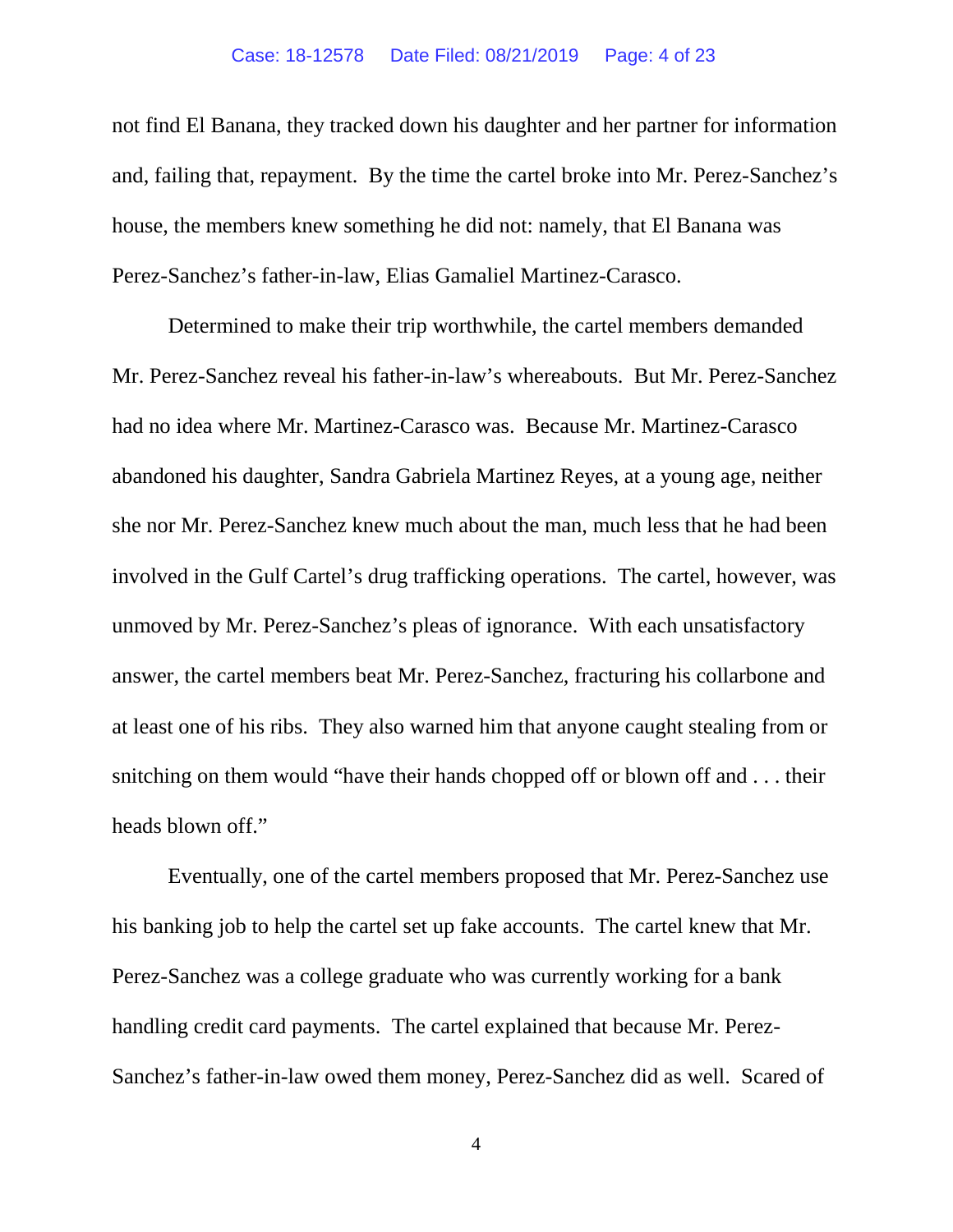not find El Banana, they tracked down his daughter and her partner for information and, failing that, repayment. By the time the cartel broke into Mr. Perez-Sanchez's house, the members knew something he did not: namely, that El Banana was Perez-Sanchez's father-in-law, Elias Gamaliel Martinez-Carasco.

Determined to make their trip worthwhile, the cartel members demanded Mr. Perez-Sanchez reveal his father-in-law's whereabouts. But Mr. Perez-Sanchez had no idea where Mr. Martinez-Carasco was. Because Mr. Martinez-Carasco abandoned his daughter, Sandra Gabriela Martinez Reyes, at a young age, neither she nor Mr. Perez-Sanchez knew much about the man, much less that he had been involved in the Gulf Cartel's drug trafficking operations. The cartel, however, was unmoved by Mr. Perez-Sanchez's pleas of ignorance. With each unsatisfactory answer, the cartel members beat Mr. Perez-Sanchez, fracturing his collarbone and at least one of his ribs. They also warned him that anyone caught stealing from or snitching on them would "have their hands chopped off or blown off and . . . their heads blown off."

Eventually, one of the cartel members proposed that Mr. Perez-Sanchez use his banking job to help the cartel set up fake accounts. The cartel knew that Mr. Perez-Sanchez was a college graduate who was currently working for a bank handling credit card payments. The cartel explained that because Mr. Perez-Sanchez's father-in-law owed them money, Perez-Sanchez did as well. Scared of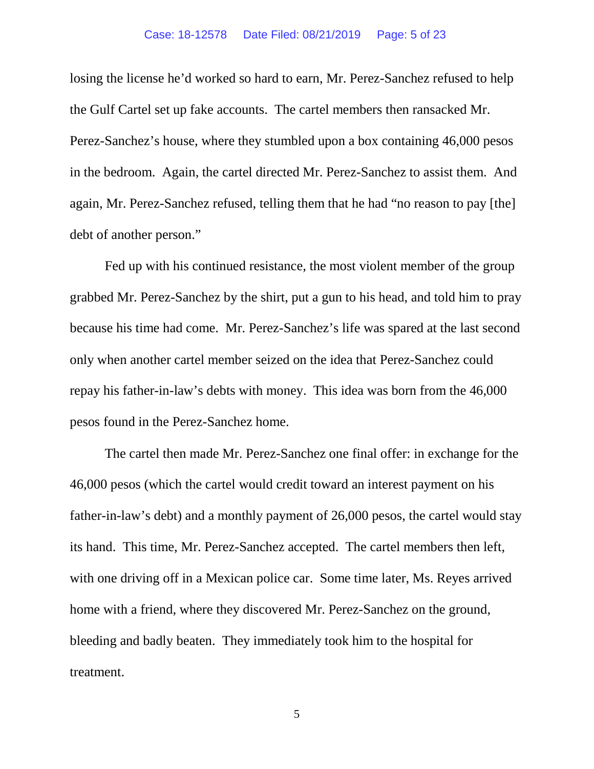losing the license he'd worked so hard to earn, Mr. Perez-Sanchez refused to help the Gulf Cartel set up fake accounts. The cartel members then ransacked Mr. Perez-Sanchez's house, where they stumbled upon a box containing 46,000 pesos in the bedroom. Again, the cartel directed Mr. Perez-Sanchez to assist them. And again, Mr. Perez-Sanchez refused, telling them that he had "no reason to pay [the] debt of another person."

Fed up with his continued resistance, the most violent member of the group grabbed Mr. Perez-Sanchez by the shirt, put a gun to his head, and told him to pray because his time had come. Mr. Perez-Sanchez's life was spared at the last second only when another cartel member seized on the idea that Perez-Sanchez could repay his father-in-law's debts with money. This idea was born from the 46,000 pesos found in the Perez-Sanchez home.

The cartel then made Mr. Perez-Sanchez one final offer: in exchange for the 46,000 pesos (which the cartel would credit toward an interest payment on his father-in-law's debt) and a monthly payment of 26,000 pesos, the cartel would stay its hand. This time, Mr. Perez-Sanchez accepted. The cartel members then left, with one driving off in a Mexican police car. Some time later, Ms. Reyes arrived home with a friend, where they discovered Mr. Perez-Sanchez on the ground, bleeding and badly beaten. They immediately took him to the hospital for treatment.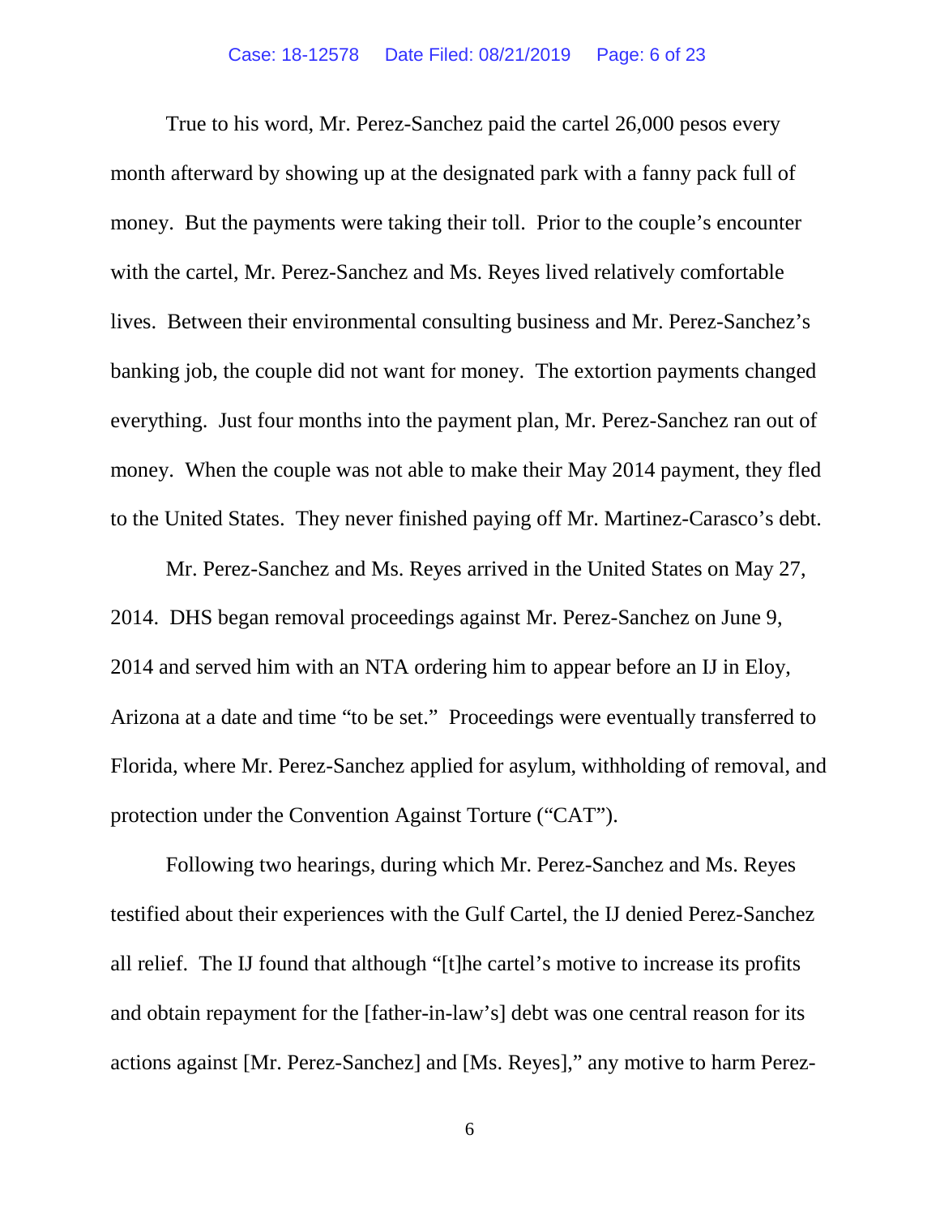True to his word, Mr. Perez-Sanchez paid the cartel 26,000 pesos every month afterward by showing up at the designated park with a fanny pack full of money. But the payments were taking their toll. Prior to the couple's encounter with the cartel, Mr. Perez-Sanchez and Ms. Reyes lived relatively comfortable lives. Between their environmental consulting business and Mr. Perez-Sanchez's banking job, the couple did not want for money. The extortion payments changed everything. Just four months into the payment plan, Mr. Perez-Sanchez ran out of money. When the couple was not able to make their May 2014 payment, they fled to the United States. They never finished paying off Mr. Martinez-Carasco's debt.

Mr. Perez-Sanchez and Ms. Reyes arrived in the United States on May 27, 2014. DHS began removal proceedings against Mr. Perez-Sanchez on June 9, 2014 and served him with an NTA ordering him to appear before an IJ in Eloy, Arizona at a date and time "to be set." Proceedings were eventually transferred to Florida, where Mr. Perez-Sanchez applied for asylum, withholding of removal, and protection under the Convention Against Torture ("CAT").

Following two hearings, during which Mr. Perez-Sanchez and Ms. Reyes testified about their experiences with the Gulf Cartel, the IJ denied Perez-Sanchez all relief. The IJ found that although "[t]he cartel's motive to increase its profits and obtain repayment for the [father-in-law's] debt was one central reason for its actions against [Mr. Perez-Sanchez] and [Ms. Reyes]," any motive to harm Perez-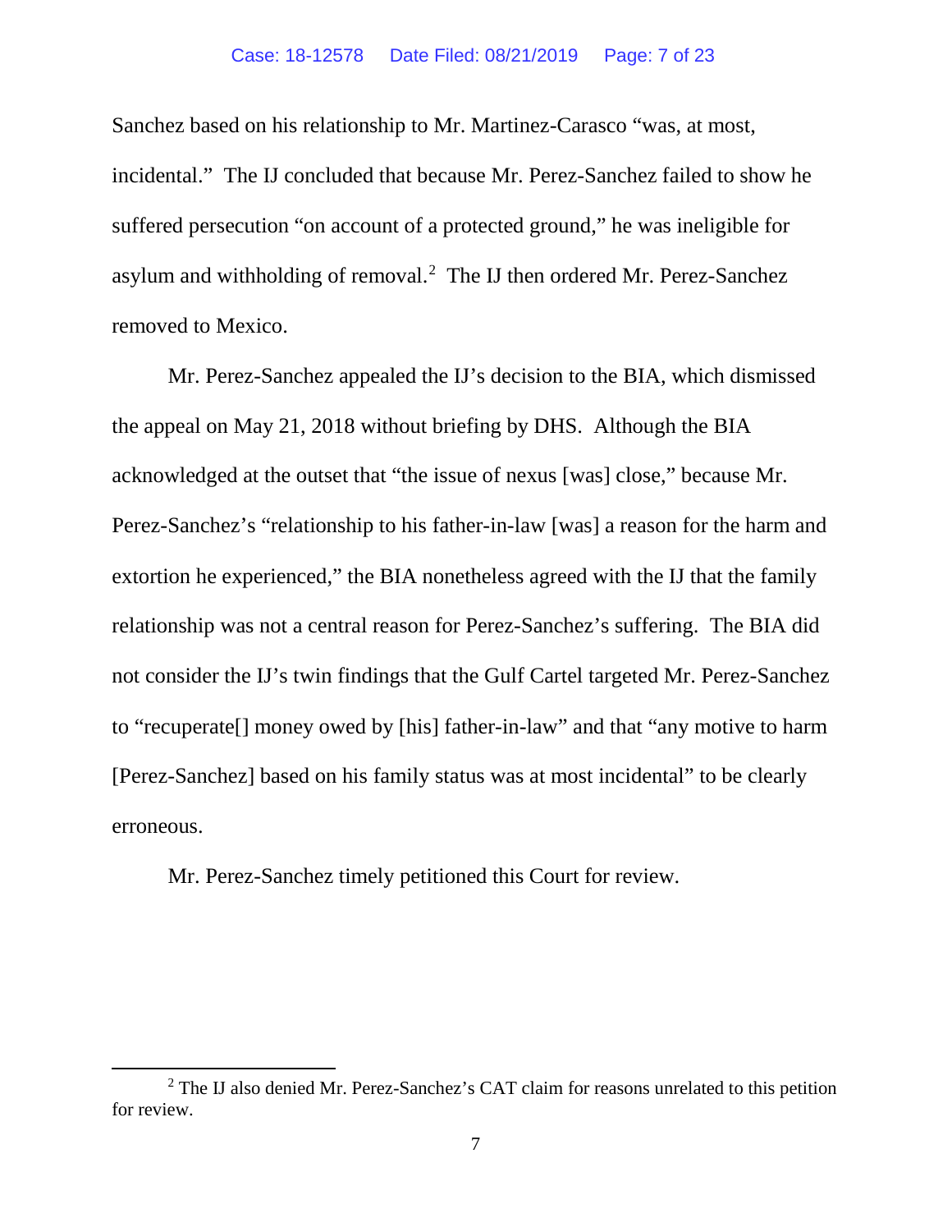Sanchez based on his relationship to Mr. Martinez-Carasco "was, at most, incidental." The IJ concluded that because Mr. Perez-Sanchez failed to show he suffered persecution "on account of a protected ground," he was ineligible for asylum and withholding of removal.[2] The IJ then ordered Mr. Perez-Sanchez removed to Mexico.

Mr. Perez-Sanchez appealed the IJ's decision to the BIA, which dismissed the appeal on May 21, 2018 without briefing by DHS. Although the BIA acknowledged at the outset that "the issue of nexus [was] close," because Mr. Perez-Sanchez's "relationship to his father-in-law [was] a reason for the harm and extortion he experienced," the BIA nonetheless agreed with the IJ that the family relationship was not a central reason for Perez-Sanchez's suffering. The BIA did not consider the IJ's twin findings that the Gulf Cartel targeted Mr. Perez-Sanchez to "recuperate[] money owed by [his] father-in-law" and that "any motive to harm [Perez-Sanchez] based on his family status was at most incidental" to be clearly erroneous.

Mr. Perez-Sanchez timely petitioned this Court for review.

---

[2] The IJ also denied Mr. Perez-Sanchez's CAT claim for reasons unrelated to this petition for review.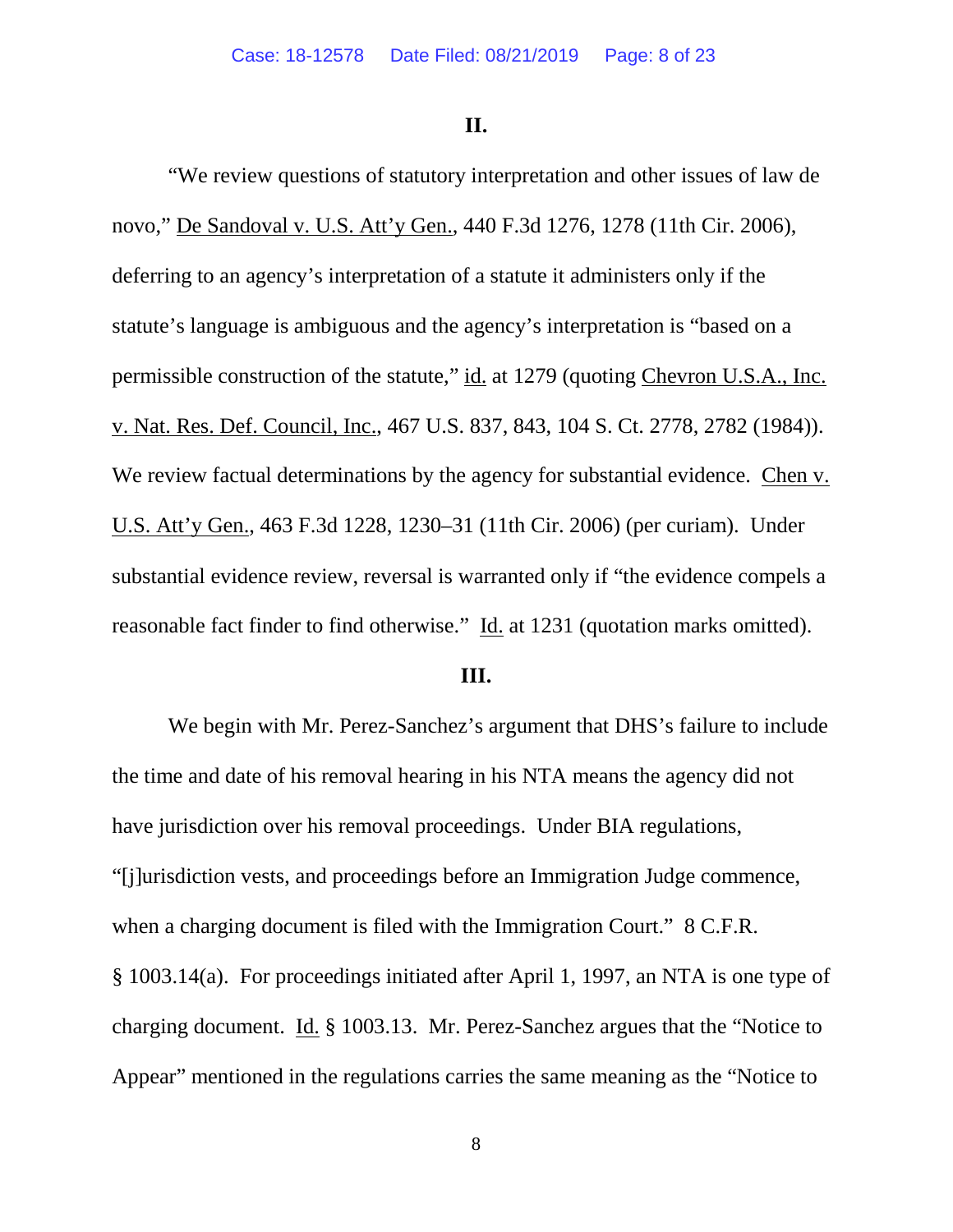## II.

"We review questions of statutory interpretation and other issues of law de novo," De Sandoval v. U.S. Att'y Gen., 440 F.3d 1276, 1278 (11th Cir. 2006), deferring to an agency's interpretation of a statute it administers only if the statute's language is ambiguous and the agency's interpretation is "based on a permissible construction of the statute," id. at 1279 (quoting Chevron U.S.A., Inc. v. Nat. Res. Def. Council, Inc., 467 U.S. 837, 843, 104 S. Ct. 2778, 2782 (1984)). We review factual determinations by the agency for substantial evidence. Chen v. U.S. Att'y Gen., 463 F.3d 1228, 1230–31 (11th Cir. 2006) (per curiam). Under substantial evidence review, reversal is warranted only if "the evidence compels a reasonable fact finder to find otherwise." Id. at 1231 (quotation marks omitted).

## III.

We begin with Mr. Perez-Sanchez's argument that DHS's failure to include the time and date of his removal hearing in his NTA means the agency did not have jurisdiction over his removal proceedings. Under BIA regulations, "[j]urisdiction vests, and proceedings before an Immigration Judge commence, when a charging document is filed with the Immigration Court." 8 C.F.R. § 1003.14(a). For proceedings initiated after April 1, 1997, an NTA is one type of charging document. Id. § 1003.13. Mr. Perez-Sanchez argues that the "Notice to Appear" mentioned in the regulations carries the same meaning as the "Notice to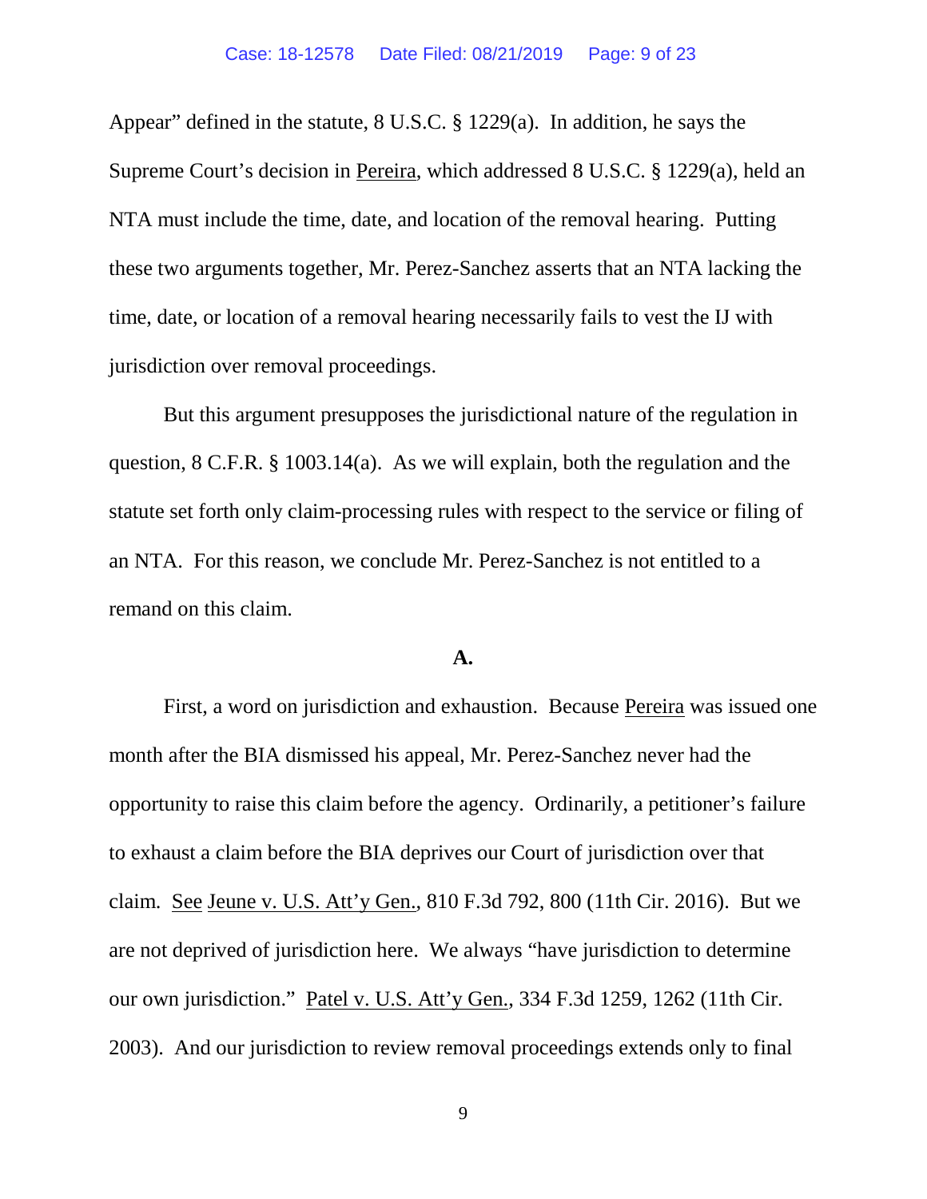Appear" defined in the statute, 8 U.S.C. § 1229(a). In addition, he says the Supreme Court's decision in Pereira, which addressed 8 U.S.C. § 1229(a), held an NTA must include the time, date, and location of the removal hearing. Putting these two arguments together, Mr. Perez-Sanchez asserts that an NTA lacking the time, date, or location of a removal hearing necessarily fails to vest the IJ with jurisdiction over removal proceedings.

But this argument presupposes the jurisdictional nature of the regulation in question, 8 C.F.R. § 1003.14(a). As we will explain, both the regulation and the statute set forth only claim-processing rules with respect to the service or filing of an NTA. For this reason, we conclude Mr. Perez-Sanchez is not entitled to a remand on this claim.

**A.**

First, a word on jurisdiction and exhaustion. Because Pereira was issued one month after the BIA dismissed his appeal, Mr. Perez-Sanchez never had the opportunity to raise this claim before the agency. Ordinarily, a petitioner's failure to exhaust a claim before the BIA deprives our Court of jurisdiction over that claim. See Jeune v. U.S. Att'y Gen., 810 F.3d 792, 800 (11th Cir. 2016). But we are not deprived of jurisdiction here. We always "have jurisdiction to determine our own jurisdiction." Patel v. U.S. Att'y Gen., 334 F.3d 1259, 1262 (11th Cir. 2003). And our jurisdiction to review removal proceedings extends only to final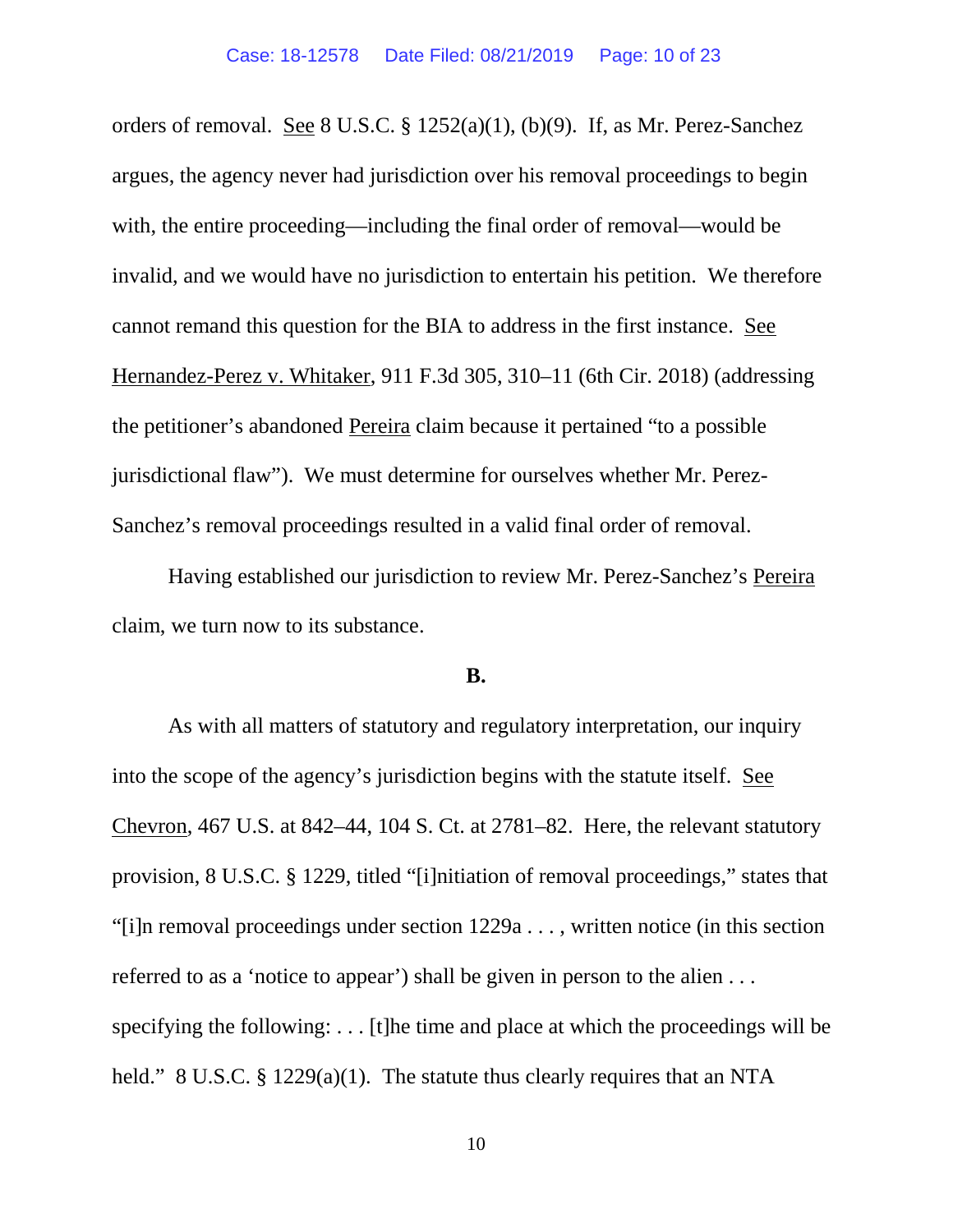orders of removal. See 8 U.S.C. § 1252(a)(1), (b)(9). If, as Mr. Perez-Sanchez argues, the agency never had jurisdiction over his removal proceedings to begin with, the entire proceeding—including the final order of removal—would be invalid, and we would have no jurisdiction to entertain his petition. We therefore cannot remand this question for the BIA to address in the first instance. See Hernandez-Perez v. Whitaker, 911 F.3d 305, 310–11 (6th Cir. 2018) (addressing the petitioner's abandoned Pereira claim because it pertained "to a possible jurisdictional flaw"). We must determine for ourselves whether Mr. Perez-Sanchez's removal proceedings resulted in a valid final order of removal.

Having established our jurisdiction to review Mr. Perez-Sanchez's Pereira claim, we turn now to its substance.

**B.**

As with all matters of statutory and regulatory interpretation, our inquiry into the scope of the agency's jurisdiction begins with the statute itself. See Chevron, 467 U.S. at 842–44, 104 S. Ct. at 2781–82. Here, the relevant statutory provision, 8 U.S.C. § 1229, titled "[i]nitiation of removal proceedings," states that "[i]n removal proceedings under section 1229a . . . , written notice (in this section referred to as a 'notice to appear') shall be given in person to the alien . . . specifying the following: . . . [t]he time and place at which the proceedings will be held." 8 U.S.C. § 1229(a)(1). The statute thus clearly requires that an NTA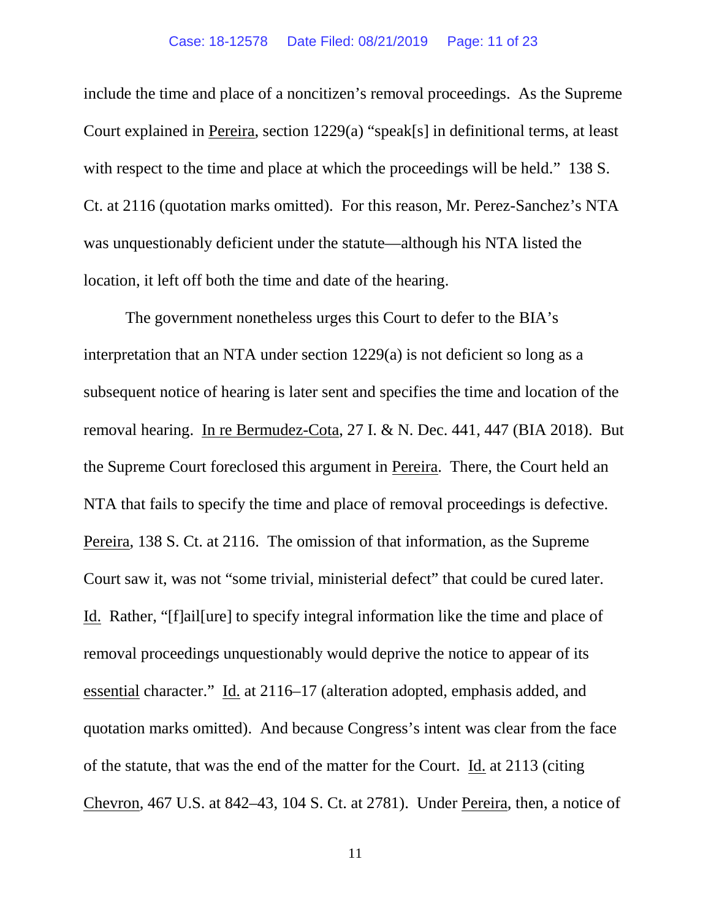include the time and place of a noncitizen's removal proceedings. As the Supreme Court explained in Pereira, section 1229(a) "speak[s] in definitional terms, at least with respect to the time and place at which the proceedings will be held." 138 S. Ct. at 2116 (quotation marks omitted). For this reason, Mr. Perez-Sanchez's NTA was unquestionably deficient under the statute—although his NTA listed the location, it left off both the time and date of the hearing.

The government nonetheless urges this Court to defer to the BIA's interpretation that an NTA under section 1229(a) is not deficient so long as a subsequent notice of hearing is later sent and specifies the time and location of the removal hearing. In re Bermudez-Cota, 27 I. & N. Dec. 441, 447 (BIA 2018). But the Supreme Court foreclosed this argument in Pereira. There, the Court held an NTA that fails to specify the time and place of removal proceedings is defective. Pereira, 138 S. Ct. at 2116. The omission of that information, as the Supreme Court saw it, was not "some trivial, ministerial defect" that could be cured later. Id. Rather, "[f]ail[ure] to specify integral information like the time and place of removal proceedings unquestionably would deprive the notice to appear of its essential character." Id. at 2116–17 (alteration adopted, emphasis added, and quotation marks omitted). And because Congress's intent was clear from the face of the statute, that was the end of the matter for the Court. Id. at 2113 (citing Chevron, 467 U.S. at 842–43, 104 S. Ct. at 2781). Under Pereira, then, a notice of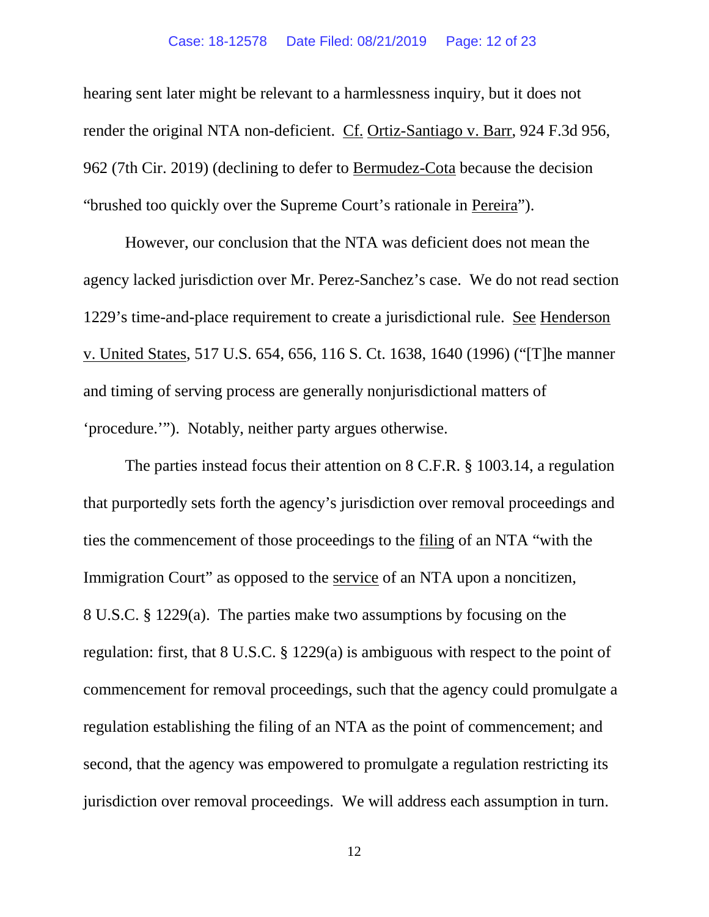hearing sent later might be relevant to a harmlessness inquiry, but it does not render the original NTA non-deficient. Cf. Ortiz-Santiago v. Barr, 924 F.3d 956, 962 (7th Cir. 2019) (declining to defer to Bermudez-Cota because the decision "brushed too quickly over the Supreme Court's rationale in Pereira").

However, our conclusion that the NTA was deficient does not mean the agency lacked jurisdiction over Mr. Perez-Sanchez's case. We do not read section 1229's time-and-place requirement to create a jurisdictional rule. See Henderson v. United States, 517 U.S. 654, 656, 116 S. Ct. 1638, 1640 (1996) ("[T]he manner and timing of serving process are generally nonjurisdictional matters of 'procedure.'"). Notably, neither party argues otherwise.

The parties instead focus their attention on 8 C.F.R. § 1003.14, a regulation that purportedly sets forth the agency's jurisdiction over removal proceedings and ties the commencement of those proceedings to the filing of an NTA "with the Immigration Court" as opposed to the service of an NTA upon a noncitizen, 8 U.S.C. § 1229(a). The parties make two assumptions by focusing on the regulation: first, that 8 U.S.C. § 1229(a) is ambiguous with respect to the point of commencement for removal proceedings, such that the agency could promulgate a regulation establishing the filing of an NTA as the point of commencement; and second, that the agency was empowered to promulgate a regulation restricting its jurisdiction over removal proceedings. We will address each assumption in turn.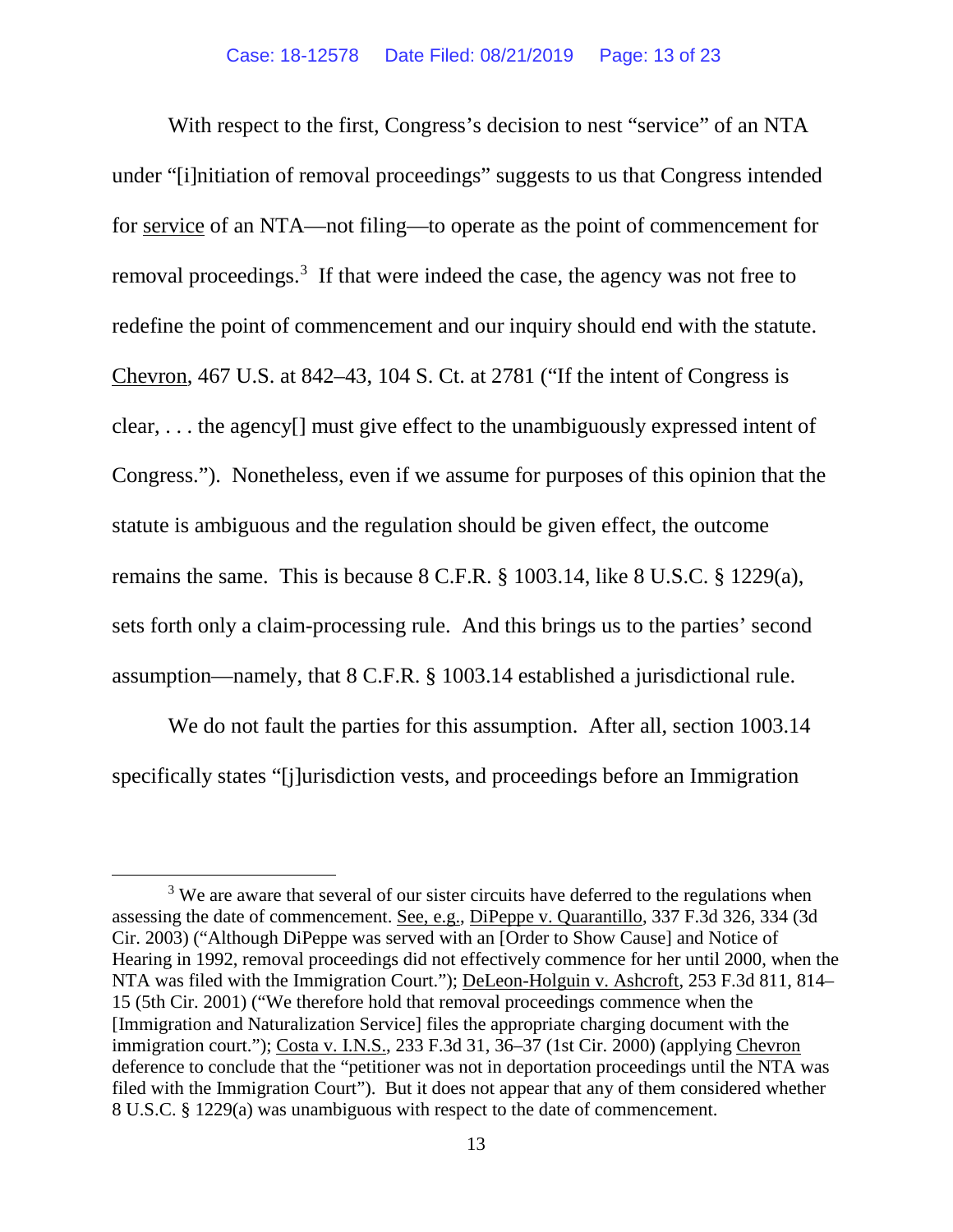With respect to the first, Congress's decision to nest "service" of an NTA under "[i]nitiation of removal proceedings" suggests to us that Congress intended for <u>service</u> of an NTA—not filing—to operate as the point of commencement for removal proceedings.[3] If that were indeed the case, the agency was not free to redefine the point of commencement and our inquiry should end with the statute. <u>Chevron</u>, 467 U.S. at 842–43, 104 S. Ct. at 2781 ("If the intent of Congress is clear, . . . the agency[] must give effect to the unambiguously expressed intent of Congress."). Nonetheless, even if we assume for purposes of this opinion that the statute is ambiguous and the regulation should be given effect, the outcome remains the same. This is because 8 C.F.R. § 1003.14, like 8 U.S.C. § 1229(a), sets forth only a claim-processing rule. And this brings us to the parties' second assumption—namely, that 8 C.F.R. § 1003.14 established a jurisdictional rule.

We do not fault the parties for this assumption. After all, section 1003.14 specifically states "[j]urisdiction vests, and proceedings before an Immigration

---

[3] We are aware that several of our sister circuits have deferred to the regulations when assessing the date of commencement. <u>See, e.g.</u>, <u>DiPeppe v. Quarantillo</u>, 337 F.3d 326, 334 (3d Cir. 2003) ("Although DiPeppe was served with an [Order to Show Cause] and Notice of Hearing in 1992, removal proceedings did not effectively commence for her until 2000, when the NTA was filed with the Immigration Court."); <u>DeLeon-Holguin v. Ashcroft</u>, 253 F.3d 811, 814–15 (5th Cir. 2001) ("We therefore hold that removal proceedings commence when the [Immigration and Naturalization Service] files the appropriate charging document with the immigration court."); <u>Costa v. I.N.S.</u>, 233 F.3d 31, 36–37 (1st Cir. 2000) (applying <u>Chevron</u> deference to conclude that the "petitioner was not in deportation proceedings until the NTA was filed with the Immigration Court"). But it does not appear that any of them considered whether 8 U.S.C. § 1229(a) was unambiguous with respect to the date of commencement.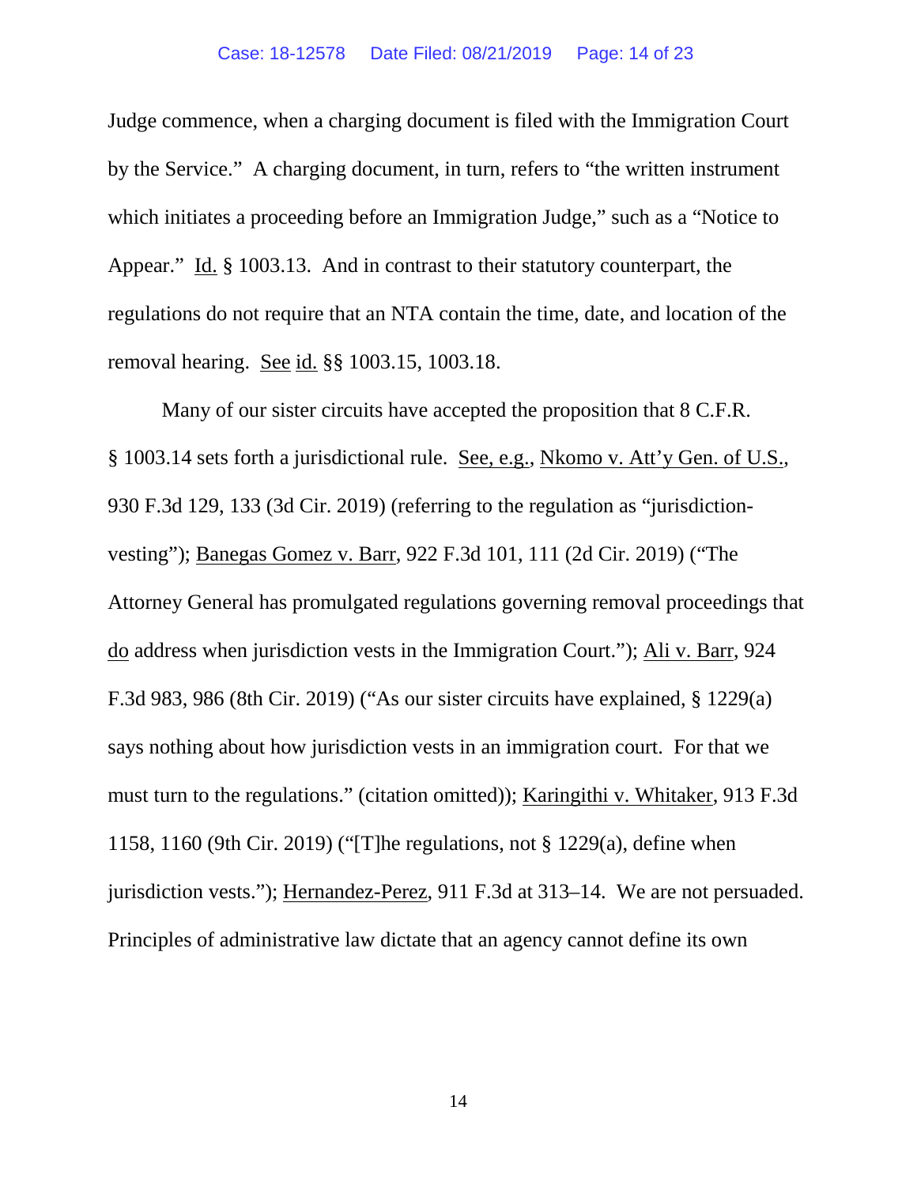Judge commence, when a charging document is filed with the Immigration Court by the Service." A charging document, in turn, refers to "the written instrument which initiates a proceeding before an Immigration Judge," such as a "Notice to Appear." Id. § 1003.13. And in contrast to their statutory counterpart, the regulations do not require that an NTA contain the time, date, and location of the removal hearing. See id. §§ 1003.15, 1003.18.

Many of our sister circuits have accepted the proposition that 8 C.F.R. § 1003.14 sets forth a jurisdictional rule. See, e.g., Nkomo v. Att'y Gen. of U.S., 930 F.3d 129, 133 (3d Cir. 2019) (referring to the regulation as "jurisdiction-vesting"); Banegas Gomez v. Barr, 922 F.3d 101, 111 (2d Cir. 2019) ("The Attorney General has promulgated regulations governing removal proceedings that do address when jurisdiction vests in the Immigration Court."); Ali v. Barr, 924 F.3d 983, 986 (8th Cir. 2019) ("As our sister circuits have explained, § 1229(a) says nothing about how jurisdiction vests in an immigration court. For that we must turn to the regulations." (citation omitted)); Karingithi v. Whitaker, 913 F.3d 1158, 1160 (9th Cir. 2019) ("[T]he regulations, not § 1229(a), define when jurisdiction vests."); Hernandez-Perez, 911 F.3d at 313–14. We are not persuaded. Principles of administrative law dictate that an agency cannot define its own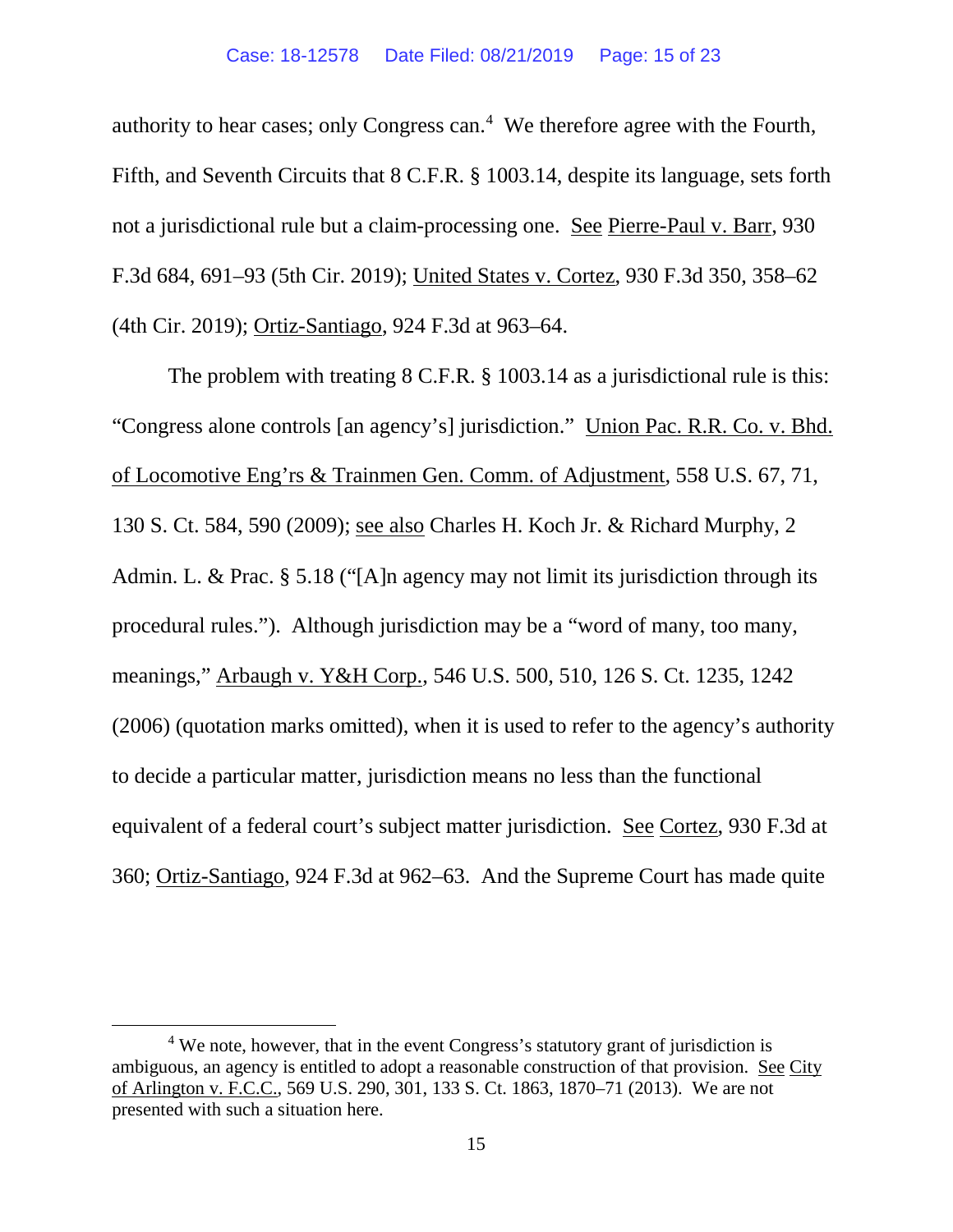authority to hear cases; only Congress can.[4] We therefore agree with the Fourth, Fifth, and Seventh Circuits that 8 C.F.R. § 1003.14, despite its language, sets forth not a jurisdictional rule but a claim-processing one. See Pierre-Paul v. Barr, 930 F.3d 684, 691–93 (5th Cir. 2019); United States v. Cortez, 930 F.3d 350, 358–62 (4th Cir. 2019); Ortiz-Santiago, 924 F.3d at 963–64.

The problem with treating 8 C.F.R. § 1003.14 as a jurisdictional rule is this: "Congress alone controls [an agency's] jurisdiction." Union Pac. R.R. Co. v. Bhd. of Locomotive Eng'rs & Trainmen Gen. Comm. of Adjustment, 558 U.S. 67, 71, 130 S. Ct. 584, 590 (2009); see also Charles H. Koch Jr. & Richard Murphy, 2 Admin. L. & Prac. § 5.18 ("[A]n agency may not limit its jurisdiction through its procedural rules."). Although jurisdiction may be a "word of many, too many, meanings," Arbaugh v. Y&H Corp., 546 U.S. 500, 510, 126 S. Ct. 1235, 1242 (2006) (quotation marks omitted), when it is used to refer to the agency's authority to decide a particular matter, jurisdiction means no less than the functional equivalent of a federal court's subject matter jurisdiction. See Cortez, 930 F.3d at 360; Ortiz-Santiago, 924 F.3d at 962–63. And the Supreme Court has made quite

---

[4] We note, however, that in the event Congress's statutory grant of jurisdiction is ambiguous, an agency is entitled to adopt a reasonable construction of that provision. See City of Arlington v. F.C.C., 569 U.S. 290, 301, 133 S. Ct. 1863, 1870–71 (2013). We are not presented with such a situation here.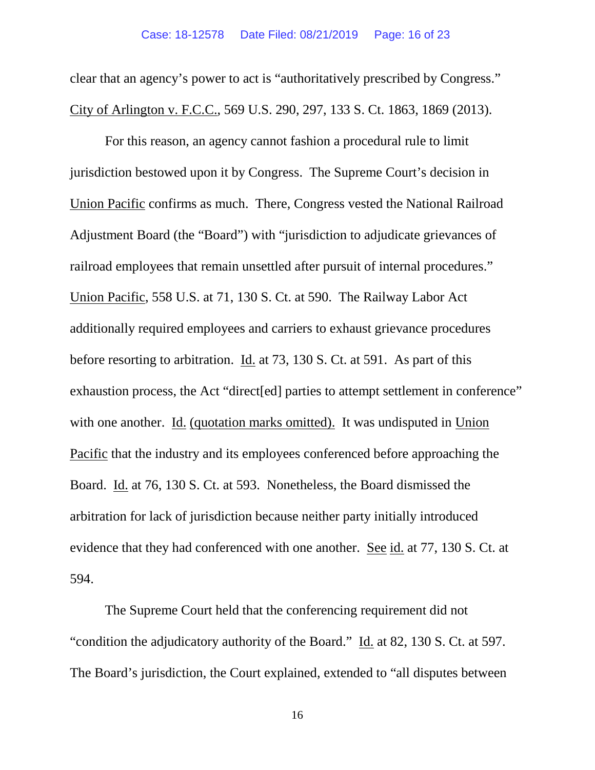clear that an agency's power to act is "authoritatively prescribed by Congress." City of Arlington v. F.C.C., 569 U.S. 290, 297, 133 S. Ct. 1863, 1869 (2013).

For this reason, an agency cannot fashion a procedural rule to limit jurisdiction bestowed upon it by Congress. The Supreme Court's decision in Union Pacific confirms as much. There, Congress vested the National Railroad Adjustment Board (the "Board") with "jurisdiction to adjudicate grievances of railroad employees that remain unsettled after pursuit of internal procedures." Union Pacific, 558 U.S. at 71, 130 S. Ct. at 590. The Railway Labor Act additionally required employees and carriers to exhaust grievance procedures before resorting to arbitration. Id. at 73, 130 S. Ct. at 591. As part of this exhaustion process, the Act "direct[ed] parties to attempt settlement in conference" with one another. Id. (quotation marks omitted). It was undisputed in Union Pacific that the industry and its employees conferenced before approaching the Board. Id. at 76, 130 S. Ct. at 593. Nonetheless, the Board dismissed the arbitration for lack of jurisdiction because neither party initially introduced evidence that they had conferenced with one another. See id. at 77, 130 S. Ct. at 594.

The Supreme Court held that the conferencing requirement did not "condition the adjudicatory authority of the Board." Id. at 82, 130 S. Ct. at 597. The Board's jurisdiction, the Court explained, extended to "all disputes between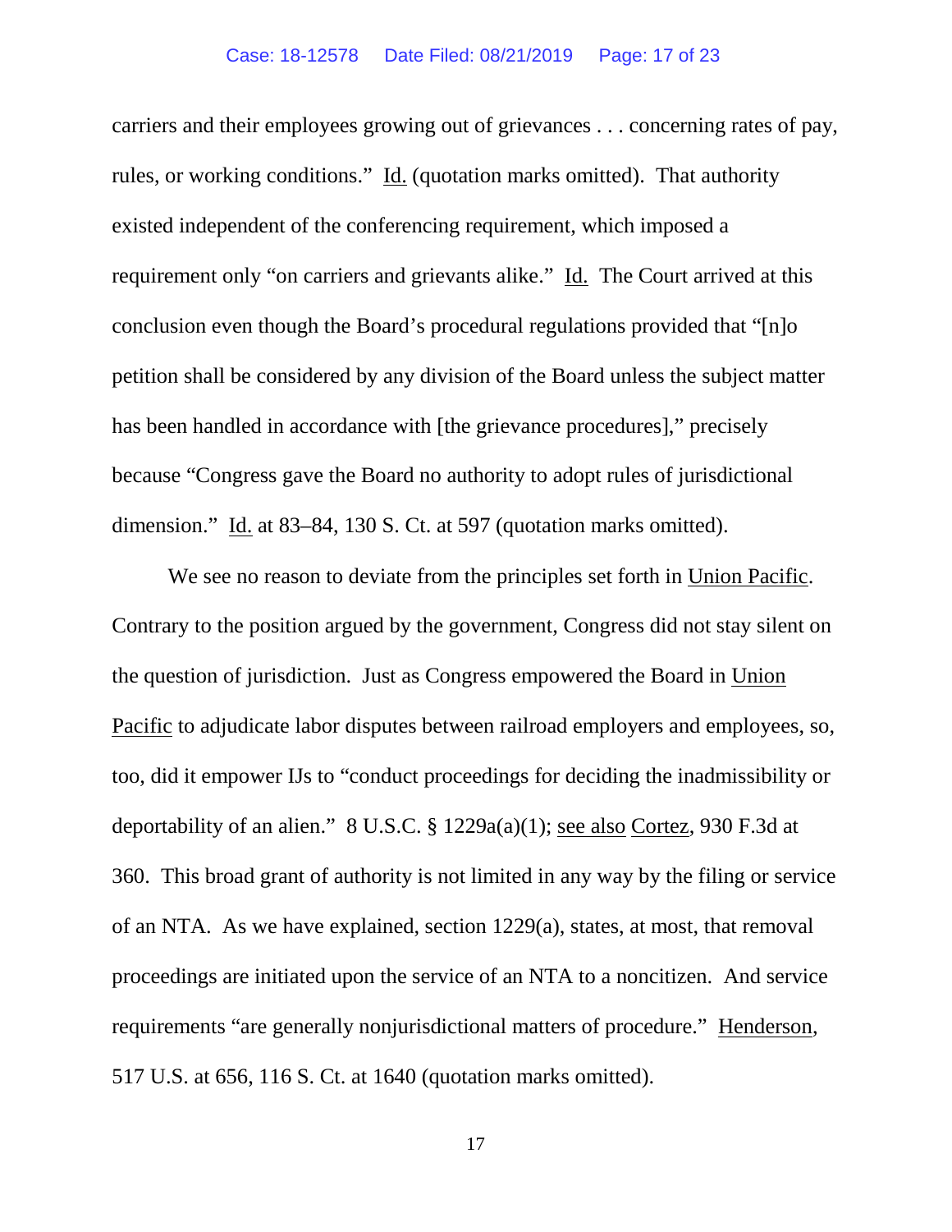carriers and their employees growing out of grievances . . . concerning rates of pay, rules, or working conditions." Id. (quotation marks omitted). That authority existed independent of the conferencing requirement, which imposed a requirement only "on carriers and grievants alike." Id. The Court arrived at this conclusion even though the Board's procedural regulations provided that "[n]o petition shall be considered by any division of the Board unless the subject matter has been handled in accordance with [the grievance procedures]," precisely because "Congress gave the Board no authority to adopt rules of jurisdictional dimension." Id. at 83–84, 130 S. Ct. at 597 (quotation marks omitted).

We see no reason to deviate from the principles set forth in Union Pacific. Contrary to the position argued by the government, Congress did not stay silent on the question of jurisdiction. Just as Congress empowered the Board in Union Pacific to adjudicate labor disputes between railroad employers and employees, so, too, did it empower IJs to "conduct proceedings for deciding the inadmissibility or deportability of an alien." 8 U.S.C. § 1229a(a)(1); see also Cortez, 930 F.3d at 360. This broad grant of authority is not limited in any way by the filing or service of an NTA. As we have explained, section 1229(a), states, at most, that removal proceedings are initiated upon the service of an NTA to a noncitizen. And service requirements "are generally nonjurisdictional matters of procedure." Henderson, 517 U.S. at 656, 116 S. Ct. at 1640 (quotation marks omitted).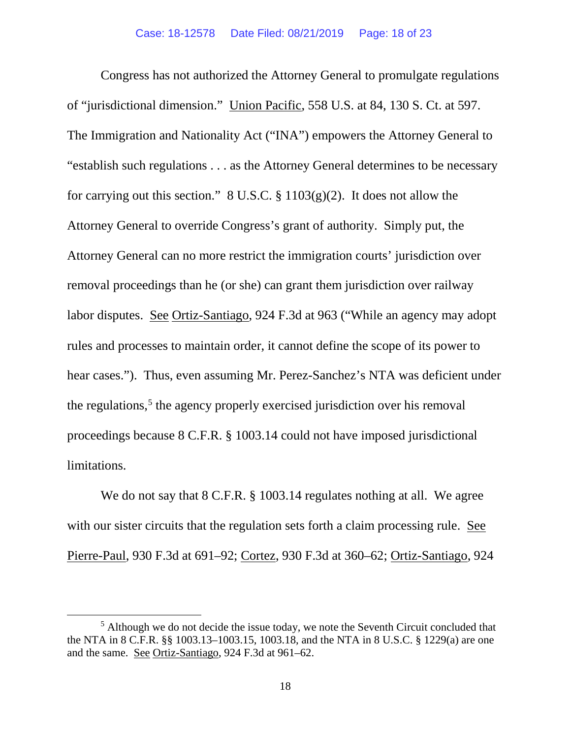Congress has not authorized the Attorney General to promulgate regulations of "jurisdictional dimension." Union Pacific, 558 U.S. at 84, 130 S. Ct. at 597. The Immigration and Nationality Act ("INA") empowers the Attorney General to "establish such regulations . . . as the Attorney General determines to be necessary for carrying out this section." 8 U.S.C. § 1103(g)(2). It does not allow the Attorney General to override Congress's grant of authority. Simply put, the Attorney General can no more restrict the immigration courts' jurisdiction over removal proceedings than he (or she) can grant them jurisdiction over railway labor disputes. See Ortiz-Santiago, 924 F.3d at 963 ("While an agency may adopt rules and processes to maintain order, it cannot define the scope of its power to hear cases."). Thus, even assuming Mr. Perez-Sanchez's NTA was deficient under the regulations,[5] the agency properly exercised jurisdiction over his removal proceedings because 8 C.F.R. § 1003.14 could not have imposed jurisdictional limitations.

We do not say that 8 C.F.R. § 1003.14 regulates nothing at all. We agree with our sister circuits that the regulation sets forth a claim processing rule. See Pierre-Paul, 930 F.3d at 691–92; Cortez, 930 F.3d at 360–62; Ortiz-Santiago, 924

---

[5] Although we do not decide the issue today, we note the Seventh Circuit concluded that the NTA in 8 C.F.R. §§ 1003.13–1003.15, 1003.18, and the NTA in 8 U.S.C. § 1229(a) are one and the same. See Ortiz-Santiago, 924 F.3d at 961–62.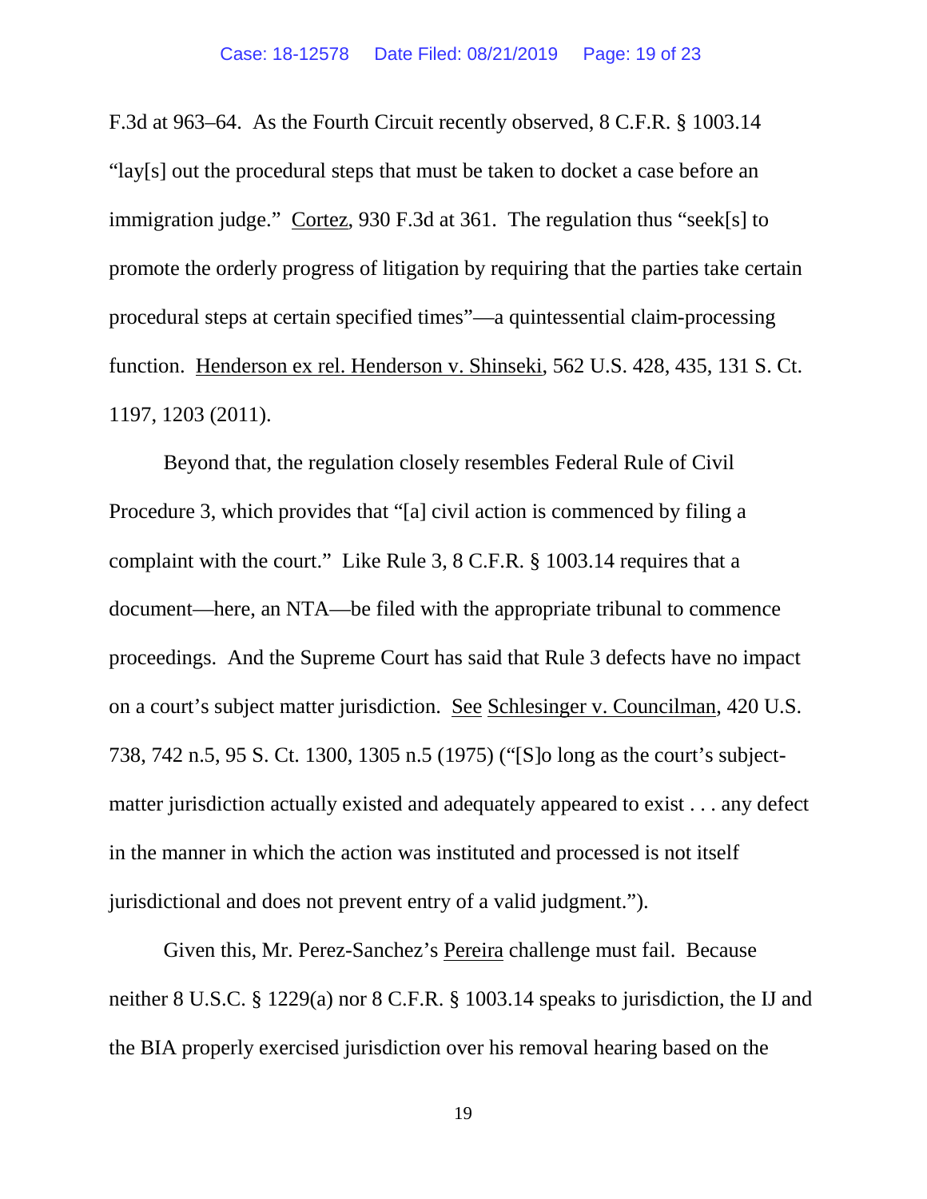F.3d at 963–64. As the Fourth Circuit recently observed, 8 C.F.R. § 1003.14 "lay[s] out the procedural steps that must be taken to docket a case before an immigration judge." Cortez, 930 F.3d at 361. The regulation thus "seek[s] to promote the orderly progress of litigation by requiring that the parties take certain procedural steps at certain specified times"—a quintessential claim-processing function. Henderson ex rel. Henderson v. Shinseki, 562 U.S. 428, 435, 131 S. Ct. 1197, 1203 (2011).

Beyond that, the regulation closely resembles Federal Rule of Civil Procedure 3, which provides that "[a] civil action is commenced by filing a complaint with the court." Like Rule 3, 8 C.F.R. § 1003.14 requires that a document—here, an NTA—be filed with the appropriate tribunal to commence proceedings. And the Supreme Court has said that Rule 3 defects have no impact on a court's subject matter jurisdiction. See Schlesinger v. Councilman, 420 U.S. 738, 742 n.5, 95 S. Ct. 1300, 1305 n.5 (1975) ("[S]o long as the court's subject-matter jurisdiction actually existed and adequately appeared to exist . . . any defect in the manner in which the action was instituted and processed is not itself jurisdictional and does not prevent entry of a valid judgment.").

Given this, Mr. Perez-Sanchez's Pereira challenge must fail. Because neither 8 U.S.C. § 1229(a) nor 8 C.F.R. § 1003.14 speaks to jurisdiction, the IJ and the BIA properly exercised jurisdiction over his removal hearing based on the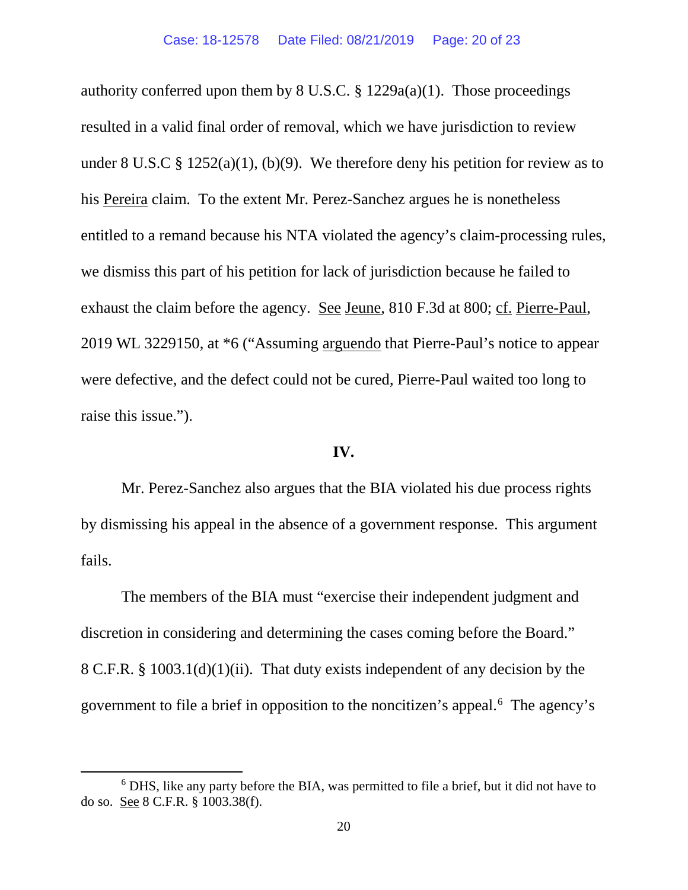authority conferred upon them by 8 U.S.C. § 1229a(a)(1). Those proceedings resulted in a valid final order of removal, which we have jurisdiction to review under 8 U.S.C § 1252(a)(1), (b)(9). We therefore deny his petition for review as to his Pereira claim. To the extent Mr. Perez-Sanchez argues he is nonetheless entitled to a remand because his NTA violated the agency's claim-processing rules, we dismiss this part of his petition for lack of jurisdiction because he failed to exhaust the claim before the agency. See Jeune, 810 F.3d at 800; cf. Pierre-Paul, 2019 WL 3229150, at *6 ("Assuming arguendo that Pierre-Paul's notice to appear were defective, and the defect could not be cured, Pierre-Paul waited too long to raise this issue.").

**IV.**

Mr. Perez-Sanchez also argues that the BIA violated his due process rights by dismissing his appeal in the absence of a government response. This argument fails.

The members of the BIA must "exercise their independent judgment and discretion in considering and determining the cases coming before the Board." 8 C.F.R. § 1003.1(d)(1)(ii). That duty exists independent of any decision by the government to file a brief in opposition to the noncitizen's appeal.[6] The agency's

[6] DHS, like any party before the BIA, was permitted to file a brief, but it did not have to do so. See 8 C.F.R. § 1003.38(f).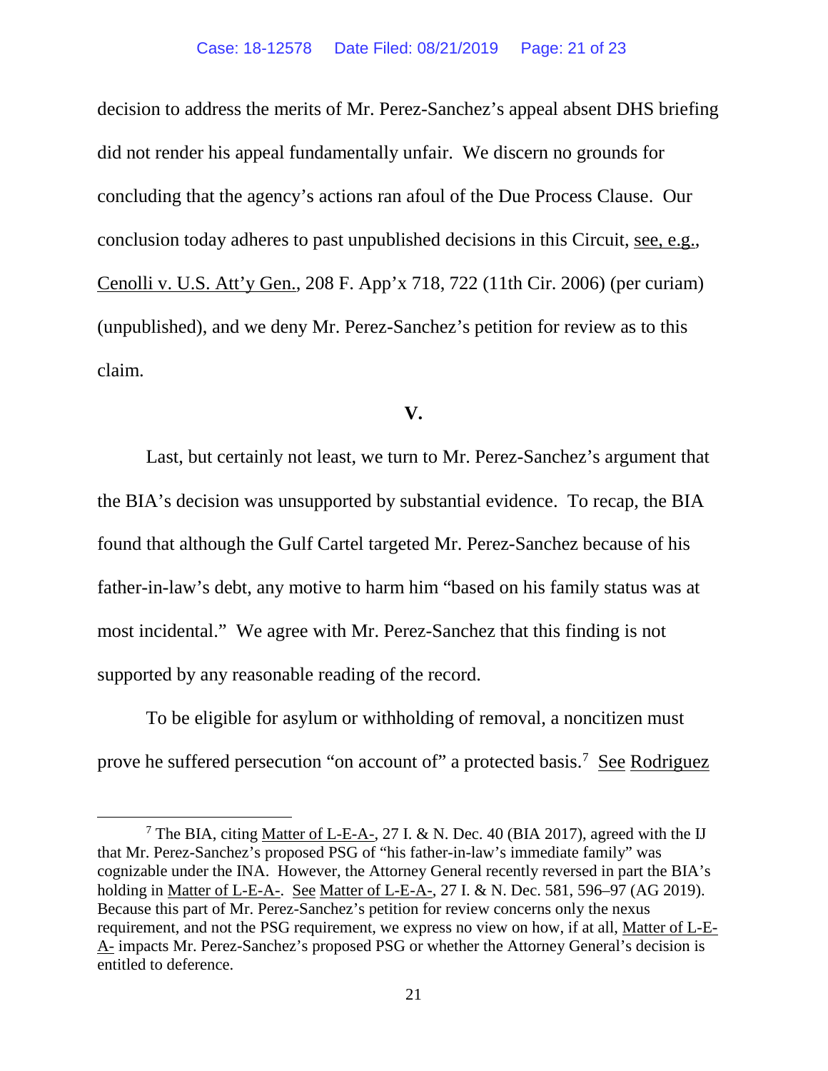decision to address the merits of Mr. Perez-Sanchez's appeal absent DHS briefing did not render his appeal fundamentally unfair. We discern no grounds for concluding that the agency's actions ran afoul of the Due Process Clause. Our conclusion today adheres to past unpublished decisions in this Circuit, see, e.g., Cenolli v. U.S. Att'y Gen., 208 F. App'x 718, 722 (11th Cir. 2006) (per curiam) (unpublished), and we deny Mr. Perez-Sanchez's petition for review as to this claim.

## V.

Last, but certainly not least, we turn to Mr. Perez-Sanchez's argument that the BIA's decision was unsupported by substantial evidence. To recap, the BIA found that although the Gulf Cartel targeted Mr. Perez-Sanchez because of his father-in-law's debt, any motive to harm him "based on his family status was at most incidental." We agree with Mr. Perez-Sanchez that this finding is not supported by any reasonable reading of the record.

To be eligible for asylum or withholding of removal, a noncitizen must prove he suffered persecution "on account of" a protected basis.[7] See Rodriguez

[7] The BIA, citing Matter of L-E-A-, 27 I. & N. Dec. 40 (BIA 2017), agreed with the IJ that Mr. Perez-Sanchez's proposed PSG of "his father-in-law's immediate family" was cognizable under the INA. However, the Attorney General recently reversed in part the BIA's holding in Matter of L-E-A-. See Matter of L-E-A-, 27 I. & N. Dec. 581, 596–97 (AG 2019). Because this part of Mr. Perez-Sanchez's petition for review concerns only the nexus requirement, and not the PSG requirement, we express no view on how, if at all, Matter of L-E-A- impacts Mr. Perez-Sanchez's proposed PSG or whether the Attorney General's decision is entitled to deference.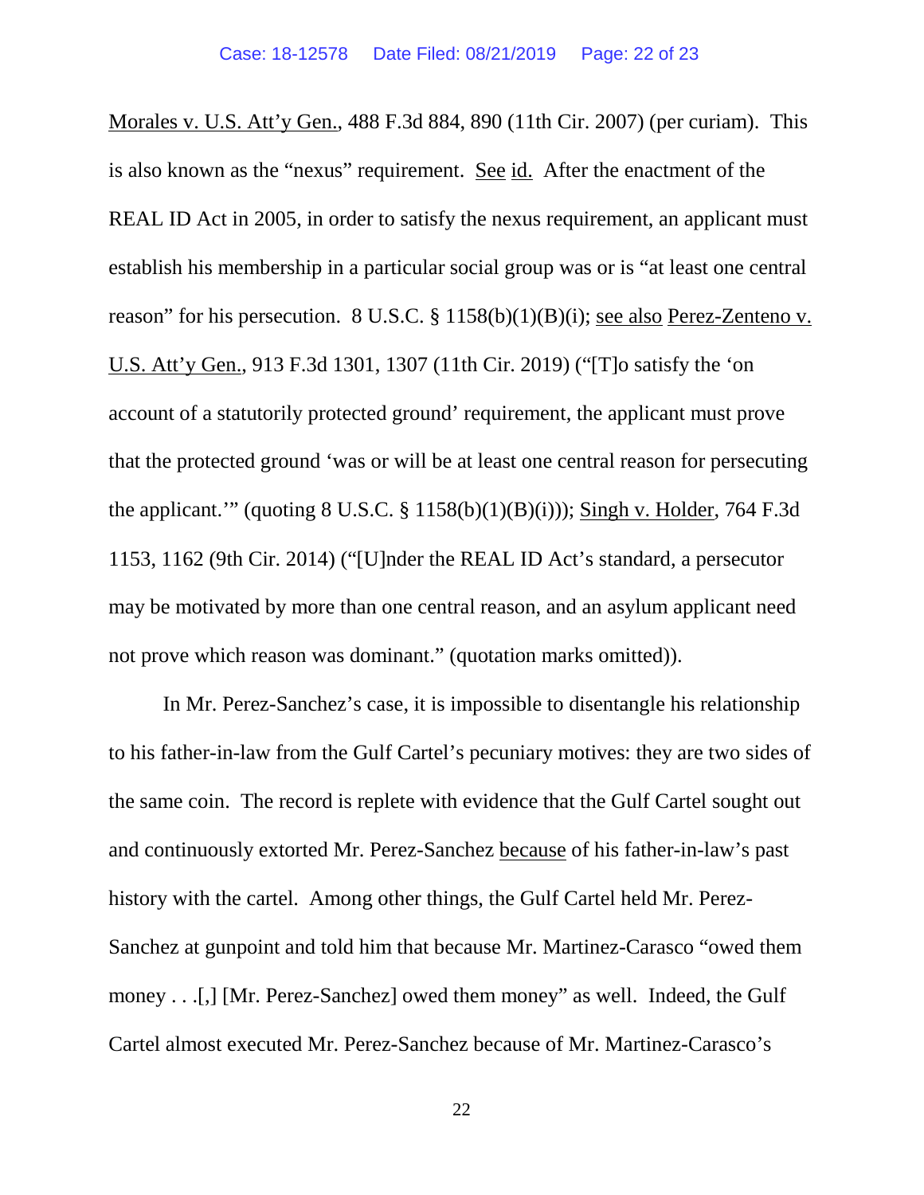Morales v. U.S. Att'y Gen., 488 F.3d 884, 890 (11th Cir. 2007) (per curiam). This is also known as the "nexus" requirement. See id. After the enactment of the REAL ID Act in 2005, in order to satisfy the nexus requirement, an applicant must establish his membership in a particular social group was or is "at least one central reason" for his persecution. 8 U.S.C. § 1158(b)(1)(B)(i); see also Perez-Zenteno v. U.S. Att'y Gen., 913 F.3d 1301, 1307 (11th Cir. 2019) ("[T]o satisfy the 'on account of a statutorily protected ground' requirement, the applicant must prove that the protected ground 'was or will be at least one central reason for persecuting the applicant.'" (quoting 8 U.S.C. § 1158(b)(1)(B)(i))); Singh v. Holder, 764 F.3d 1153, 1162 (9th Cir. 2014) ("[U]nder the REAL ID Act's standard, a persecutor may be motivated by more than one central reason, and an asylum applicant need not prove which reason was dominant." (quotation marks omitted)).

In Mr. Perez-Sanchez's case, it is impossible to disentangle his relationship to his father-in-law from the Gulf Cartel's pecuniary motives: they are two sides of the same coin. The record is replete with evidence that the Gulf Cartel sought out and continuously extorted Mr. Perez-Sanchez because of his father-in-law's past history with the cartel. Among other things, the Gulf Cartel held Mr. Perez-Sanchez at gunpoint and told him that because Mr. Martinez-Carasco "owed them money . . .[,] [Mr. Perez-Sanchez] owed them money" as well. Indeed, the Gulf Cartel almost executed Mr. Perez-Sanchez because of Mr. Martinez-Carasco's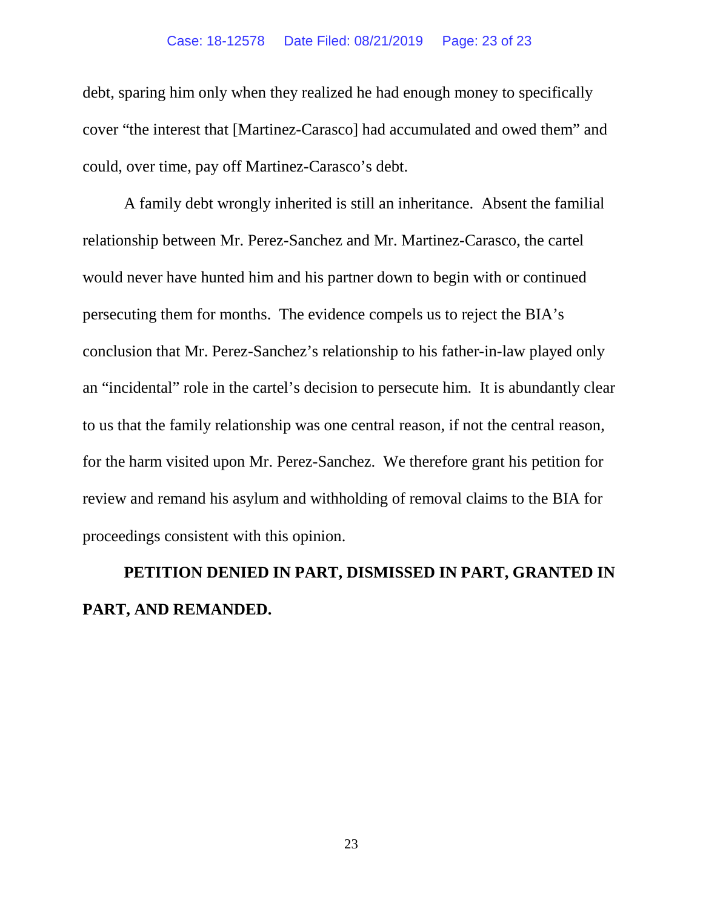debt, sparing him only when they realized he had enough money to specifically cover "the interest that [Martinez-Carasco] had accumulated and owed them" and could, over time, pay off Martinez-Carasco's debt.

A family debt wrongly inherited is still an inheritance. Absent the familial relationship between Mr. Perez-Sanchez and Mr. Martinez-Carasco, the cartel would never have hunted him and his partner down to begin with or continued persecuting them for months. The evidence compels us to reject the BIA's conclusion that Mr. Perez-Sanchez's relationship to his father-in-law played only an "incidental" role in the cartel's decision to persecute him. It is abundantly clear to us that the family relationship was one central reason, if not the central reason, for the harm visited upon Mr. Perez-Sanchez. We therefore grant his petition for review and remand his asylum and withholding of removal claims to the BIA for proceedings consistent with this opinion.

**PETITION DENIED IN PART, DISMISSED IN PART, GRANTED IN PART, AND REMANDED.**